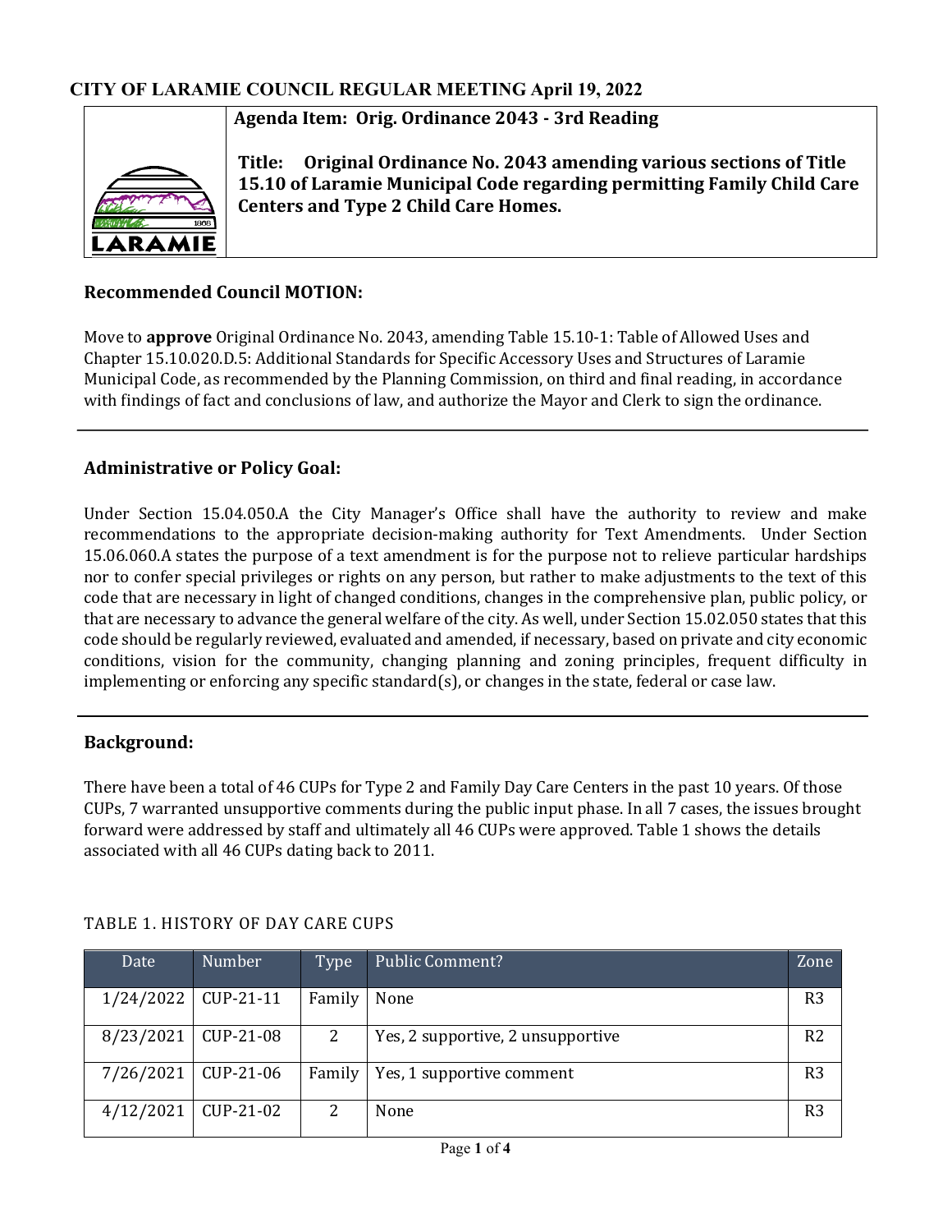## CITY OF LARAMIE COUNCIL REGULAR MEETING April 19, 2022

**Agenda Item: Orig. Ordinance 2043 - 3rd Reading**

**Title: Original Ordinance No. 2043 amending various sections of Title 15.10 of Laramie Municipal Code regarding permitting Family Child Care Centers and Type 2 Child Care Homes.**

### Recommended Council MOTION:

Move to **approve** Original Ordinance No. 2043, amending Table 15.10-1: Table of Allowed Uses and Chapter 15.10.020.D.5: Additional Standards for Specific Accessory Uses and Structures of Laramie Municipal Code, as recommended by the Planning Commission, on third and final reading, in accordance with findings of fact and conclusions of law, and authorize the Mayor and Clerk to sign the ordinance.

### Administrative or Policy Goal:

Under Section 15.04.050.A the City Manager's Office shall have the authority to review and make recommendations to the appropriate decision-making authority for Text Amendments. Under Section 15.06.060.A states the purpose of a text amendment is for the purpose not to relieve particular hardships nor to confer special privileges or rights on any person, but rather to make adjustments to the text of this code that are necessary in light of changed conditions, changes in the comprehensive plan, public policy, or that are necessary to advance the general welfare of the city. As well, under Section 15.02.050 states that this code should be regularly reviewed, evaluated and amended, if necessary, based on private and city economic conditions, vision for the community, changing planning and zoning principles, frequent difficulty in implementing or enforcing any specific standard(s), or changes in the state, federal or case law.

### Background:

There have been a total of 46 CUPs for Type 2 and Family Day Care Centers in the past 10 years. Of those CUPs, 7 warranted unsupportive comments during the public input phase. In all 7 cases, the issues brought forward were addressed by staff and ultimately all 46 CUPs were approved. Table 1 shows the details associated with all 46 CUPs dating back to 2011.

TABLE 1. HISTORY OF DAY CARE CUPS

| Date | Number | Type | Public Comment? | Zone |
|---|---|---|---|---|
| 1/24/2022 | CUP-21-11 | Family | None | R3 |
| 8/23/2021 | CUP-21-08 | 2 | Yes, 2 supportive, 2 unsupportive | R2 |
| 7/26/2021 | CUP-21-06 | Family | Yes, 1 supportive comment | R3 |
| 4/12/2021 | CUP-21-02 | 2 | None | R3 |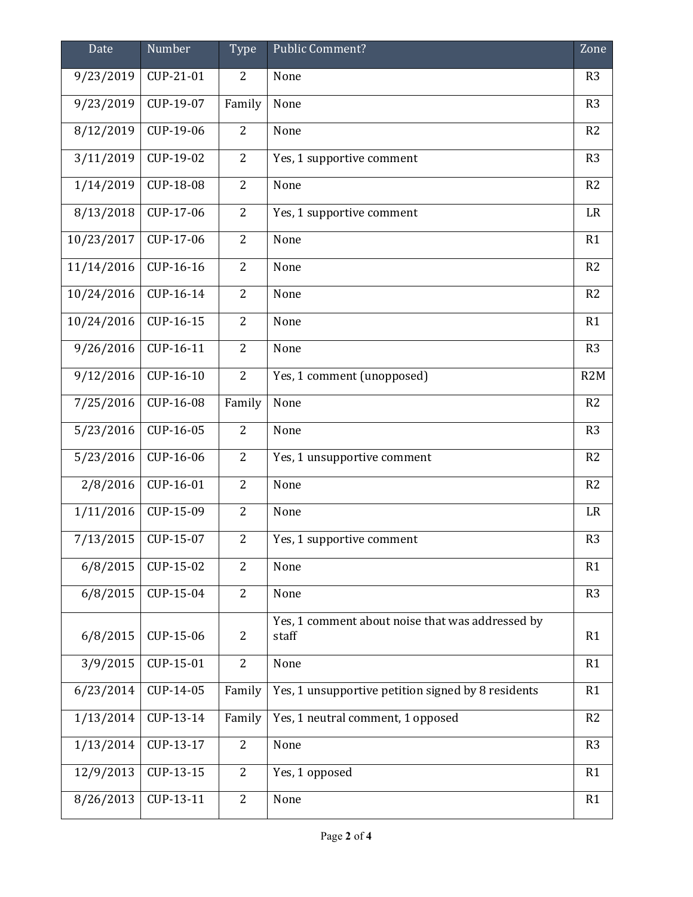| Date | Number | Type | Public Comment? | Zone |
|---|---|---|---|---|
| 9/23/2019 | CUP-21-01 | 2 | None | R3 |
| 9/23/2019 | CUP-19-07 | Family | None | R3 |
| 8/12/2019 | CUP-19-06 | 2 | None | R2 |
| 3/11/2019 | CUP-19-02 | 2 | Yes, 1 supportive comment | R3 |
| 1/14/2019 | CUP-18-08 | 2 | None | R2 |
| 8/13/2018 | CUP-17-06 | 2 | Yes, 1 supportive comment | LR |
| 10/23/2017 | CUP-17-06 | 2 | None | R1 |
| 11/14/2016 | CUP-16-16 | 2 | None | R2 |
| 10/24/2016 | CUP-16-14 | 2 | None | R2 |
| 10/24/2016 | CUP-16-15 | 2 | None | R1 |
| 9/26/2016 | CUP-16-11 | 2 | None | R3 |
| 9/12/2016 | CUP-16-10 | 2 | Yes, 1 comment (unopposed) | R2M |
| 7/25/2016 | CUP-16-08 | Family | None | R2 |
| 5/23/2016 | CUP-16-05 | 2 | None | R3 |
| 5/23/2016 | CUP-16-06 | 2 | Yes, 1 unsupportive comment | R2 |
| 2/8/2016 | CUP-16-01 | 2 | None | R2 |
| 1/11/2016 | CUP-15-09 | 2 | None | LR |
| 7/13/2015 | CUP-15-07 | 2 | Yes, 1 supportive comment | R3 |
| 6/8/2015 | CUP-15-02 | 2 | None | R1 |
| 6/8/2015 | CUP-15-04 | 2 | None | R3 |
| 6/8/2015 | CUP-15-06 | 2 | Yes, 1 comment about noise that was addressed by staff | R1 |
| 3/9/2015 | CUP-15-01 | 2 | None | R1 |
| 6/23/2014 | CUP-14-05 | Family | Yes, 1 unsupportive petition signed by 8 residents | R1 |
| 1/13/2014 | CUP-13-14 | Family | Yes, 1 neutral comment, 1 opposed | R2 |
| 1/13/2014 | CUP-13-17 | 2 | None | R3 |
| 12/9/2013 | CUP-13-15 | 2 | Yes, 1 opposed | R1 |
| 8/26/2013 | CUP-13-11 | 2 | None | R1 |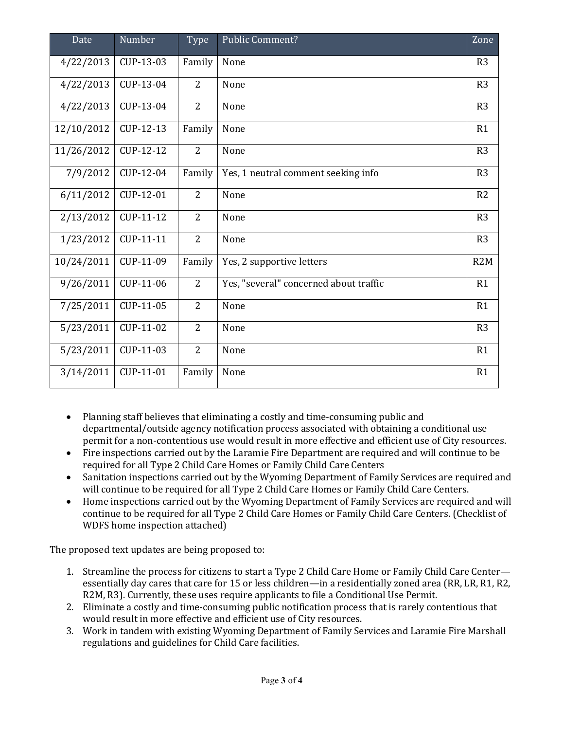| Date | Number | Type | Public Comment? | Zone |
|---|---|---|---|---|
| 4/22/2013 | CUP-13-03 | Family | None | R3 |
| 4/22/2013 | CUP-13-04 | 2 | None | R3 |
| 4/22/2013 | CUP-13-04 | 2 | None | R3 |
| 12/10/2012 | CUP-12-13 | Family | None | R1 |
| 11/26/2012 | CUP-12-12 | 2 | None | R3 |
| 7/9/2012 | CUP-12-04 | Family | Yes, 1 neutral comment seeking info | R3 |
| 6/11/2012 | CUP-12-01 | 2 | None | R2 |
| 2/13/2012 | CUP-11-12 | 2 | None | R3 |
| 1/23/2012 | CUP-11-11 | 2 | None | R3 |
| 10/24/2011 | CUP-11-09 | Family | Yes, 2 supportive letters | R2M |
| 9/26/2011 | CUP-11-06 | 2 | Yes, "several" concerned about traffic | R1 |
| 7/25/2011 | CUP-11-05 | 2 | None | R1 |
| 5/23/2011 | CUP-11-02 | 2 | None | R3 |
| 5/23/2011 | CUP-11-03 | 2 | None | R1 |
| 3/14/2011 | CUP-11-01 | Family | None | R1 |

- Planning staff believes that eliminating a costly and time-consuming public and departmental/outside agency notification process associated with obtaining a conditional use permit for a non-contentious use would result in more effective and efficient use of City resources.
- Fire inspections carried out by the Laramie Fire Department are required and will continue to be required for all Type 2 Child Care Homes or Family Child Care Centers
- Sanitation inspections carried out by the Wyoming Department of Family Services are required and will continue to be required for all Type 2 Child Care Homes or Family Child Care Centers.
- Home inspections carried out by the Wyoming Department of Family Services are required and will continue to be required for all Type 2 Child Care Homes or Family Child Care Centers. (Checklist of WDFS home inspection attached)

The proposed text updates are being proposed to:

1. Streamline the process for citizens to start a Type 2 Child Care Home or Family Child Care Center—essentially day cares that care for 15 or less children—in a residentially zoned area (RR, LR, R1, R2, R2M, R3). Currently, these uses require applicants to file a Conditional Use Permit.
2. Eliminate a costly and time-consuming public notification process that is rarely contentious that would result in more effective and efficient use of City resources.
3. Work in tandem with existing Wyoming Department of Family Services and Laramie Fire Marshall regulations and guidelines for Child Care facilities.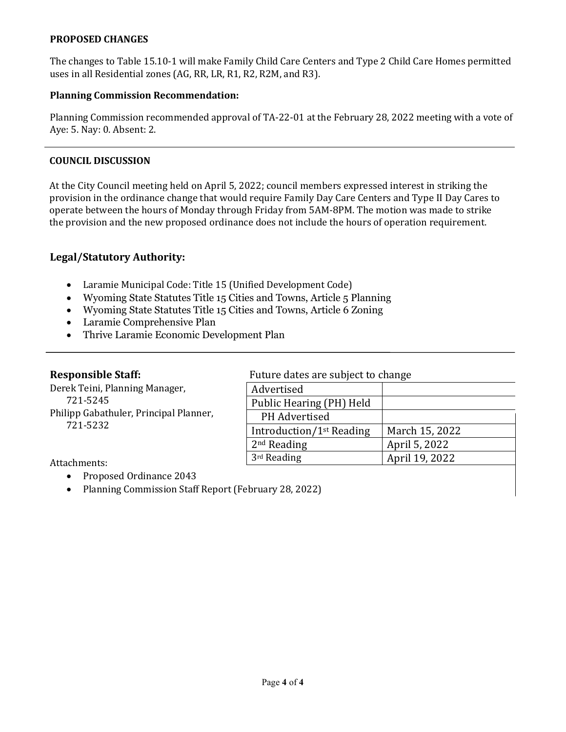### PROPOSED CHANGES

The changes to Table 15.10-1 will make Family Child Care Centers and Type 2 Child Care Homes permitted uses in all Residential zones (AG, RR, LR, R1, R2, R2M, and R3).

**Planning Commission Recommendation:**

Planning Commission recommended approval of TA-22-01 at the February 28, 2022 meeting with a vote of Aye: 5. Nay: 0. Absent: 2.

---

### COUNCIL DISCUSSION

At the City Council meeting held on April 5, 2022; council members expressed interest in striking the provision in the ordinance change that would require Family Day Care Centers and Type II Day Cares to operate between the hours of Monday through Friday from 5AM-8PM. The motion was made to strike the provision and the new proposed ordinance does not include the hours of operation requirement.

### Legal/Statutory Authority:

- Laramie Municipal Code: Title 15 (Unified Development Code)
- Wyoming State Statutes Title 15 Cities and Towns, Article 5 Planning
- Wyoming State Statutes Title 15 Cities and Towns, Article 6 Zoning
- Laramie Comprehensive Plan
- Thrive Laramie Economic Development Plan

---

### Responsible Staff:

Derek Teini, Planning Manager, 721-5245
Philipp Gabathuler, Principal Planner, 721-5232

Future dates are subject to change

| | |
|---|---|
| Advertised | |
| Public Hearing (PH) Held | |
| PH Advertised | |
| Introduction/1st Reading | March 15, 2022 |
| 2nd Reading | April 5, 2022 |
| 3rd Reading | April 19, 2022 |

Attachments:

- Proposed Ordinance 2043
- Planning Commission Staff Report (February 28, 2022)